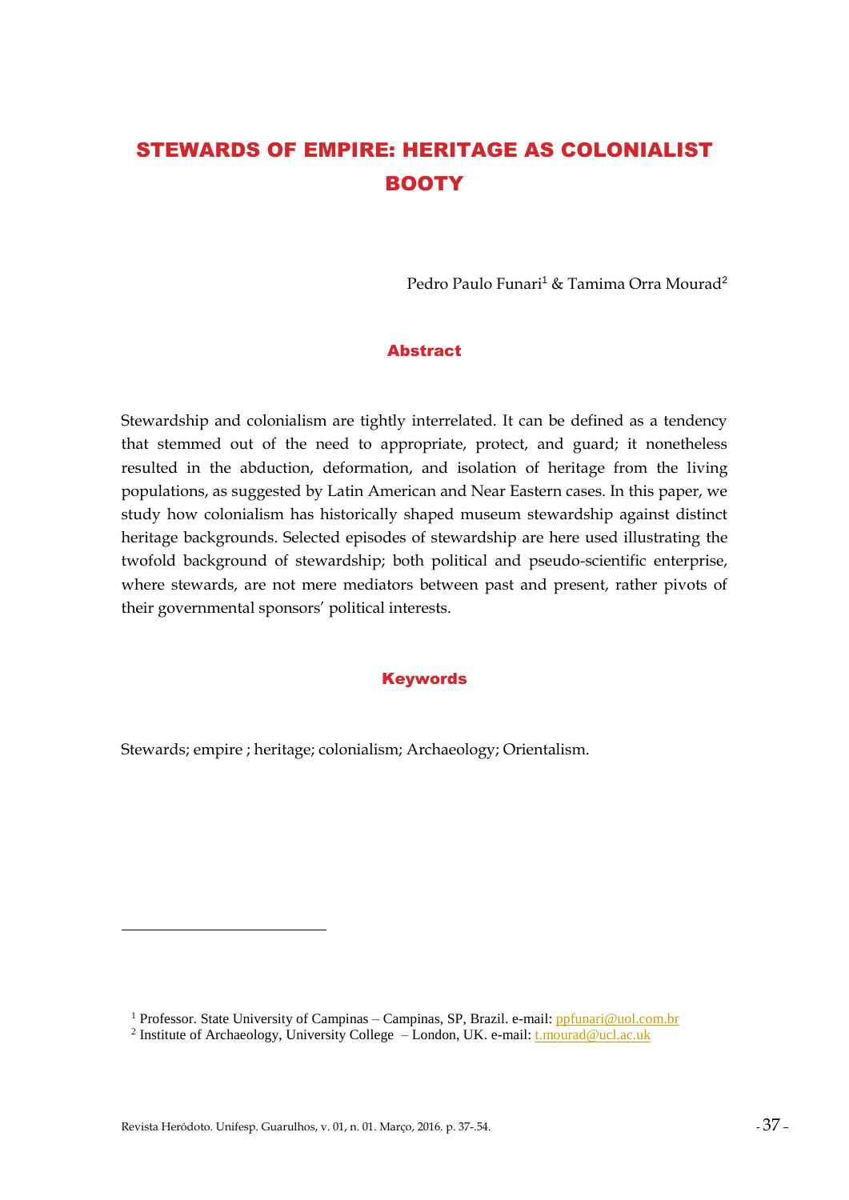# STEWARDS OF EMPIRE: HERITAGE AS COLONIALIST BOOTY

Pedro Paulo Funari[1] & Tamima Orra Mourad[2]

## Abstract

Stewardship and colonialism are tightly interrelated. It can be defined as a tendency that stemmed out of the need to appropriate, protect, and guard; it nonetheless resulted in the abduction, deformation, and isolation of heritage from the living populations, as suggested by Latin American and Near Eastern cases. In this paper, we study how colonialism has historically shaped museum stewardship against distinct heritage backgrounds. Selected episodes of stewardship are here used illustrating the twofold background of stewardship; both political and pseudo-scientific enterprise, where stewards, are not mere mediators between past and present, rather pivots of their governmental sponsors' political interests.

## Keywords

Stewards; empire ; heritage; colonialism; Archaeology; Orientalism.

---

[1] Professor. State University of Campinas – Campinas, SP, Brazil. e-mail: ppfunari@uol.com.br

[2] Institute of Archaeology, University College – London, UK. e-mail: t.mourad@ucl.ac.uk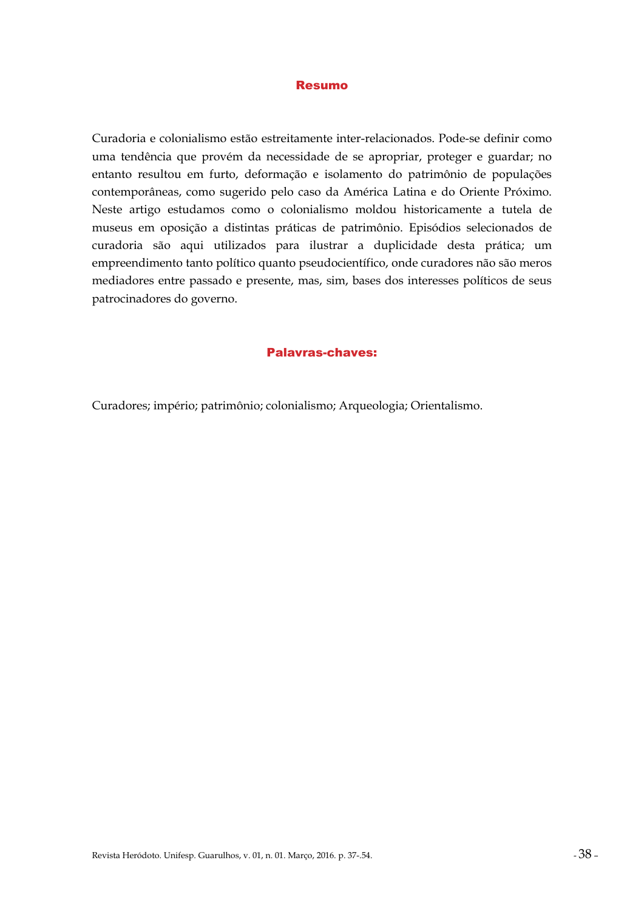## Resumo

Curadoria e colonialismo estão estreitamente inter-relacionados. Pode-se definir como uma tendência que provém da necessidade de se apropriar, proteger e guardar; no entanto resultou em furto, deformação e isolamento do patrimônio de populações contemporâneas, como sugerido pelo caso da América Latina e do Oriente Próximo. Neste artigo estudamos como o colonialismo moldou historicamente a tutela de museus em oposição a distintas práticas de patrimônio. Episódios selecionados de curadoria são aqui utilizados para ilustrar a duplicidade desta prática; um empreendimento tanto político quanto pseudocientífico, onde curadores não são meros mediadores entre passado e presente, mas, sim, bases dos interesses políticos de seus patrocinadores do governo.

## Palavras-chaves:

Curadores; império; patrimônio; colonialismo; Arqueologia; Orientalismo.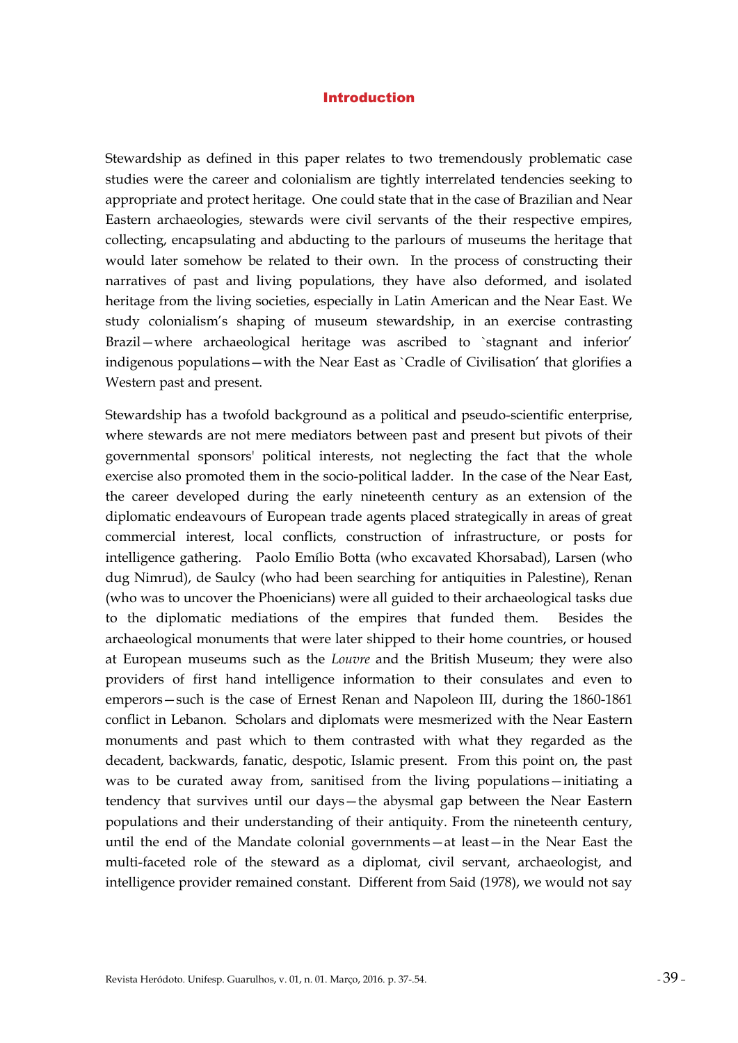## Introduction

Stewardship as defined in this paper relates to two tremendously problematic case studies were the career and colonialism are tightly interrelated tendencies seeking to appropriate and protect heritage. One could state that in the case of Brazilian and Near Eastern archaeologies, stewards were civil servants of the their respective empires, collecting, encapsulating and abducting to the parlours of museums the heritage that would later somehow be related to their own. In the process of constructing their narratives of past and living populations, they have also deformed, and isolated heritage from the living societies, especially in Latin American and the Near East. We study colonialism's shaping of museum stewardship, in an exercise contrasting Brazil—where archaeological heritage was ascribed to `stagnant and inferior' indigenous populations—with the Near East as `Cradle of Civilisation' that glorifies a Western past and present.

Stewardship has a twofold background as a political and pseudo-scientific enterprise, where stewards are not mere mediators between past and present but pivots of their governmental sponsors' political interests, not neglecting the fact that the whole exercise also promoted them in the socio-political ladder. In the case of the Near East, the career developed during the early nineteenth century as an extension of the diplomatic endeavours of European trade agents placed strategically in areas of great commercial interest, local conflicts, construction of infrastructure, or posts for intelligence gathering. Paolo Emílio Botta (who excavated Khorsabad), Larsen (who dug Nimrud), de Saulcy (who had been searching for antiquities in Palestine), Renan (who was to uncover the Phoenicians) were all guided to their archaeological tasks due to the diplomatic mediations of the empires that funded them. Besides the archaeological monuments that were later shipped to their home countries, or housed at European museums such as the *Louvre* and the British Museum; they were also providers of first hand intelligence information to their consulates and even to emperors—such is the case of Ernest Renan and Napoleon III, during the 1860-1861 conflict in Lebanon. Scholars and diplomats were mesmerized with the Near Eastern monuments and past which to them contrasted with what they regarded as the decadent, backwards, fanatic, despotic, Islamic present. From this point on, the past was to be curated away from, sanitised from the living populations—initiating a tendency that survives until our days—the abysmal gap between the Near Eastern populations and their understanding of their antiquity. From the nineteenth century, until the end of the Mandate colonial governments—at least—in the Near East the multi-faceted role of the steward as a diplomat, civil servant, archaeologist, and intelligence provider remained constant. Different from Said (1978), we would not say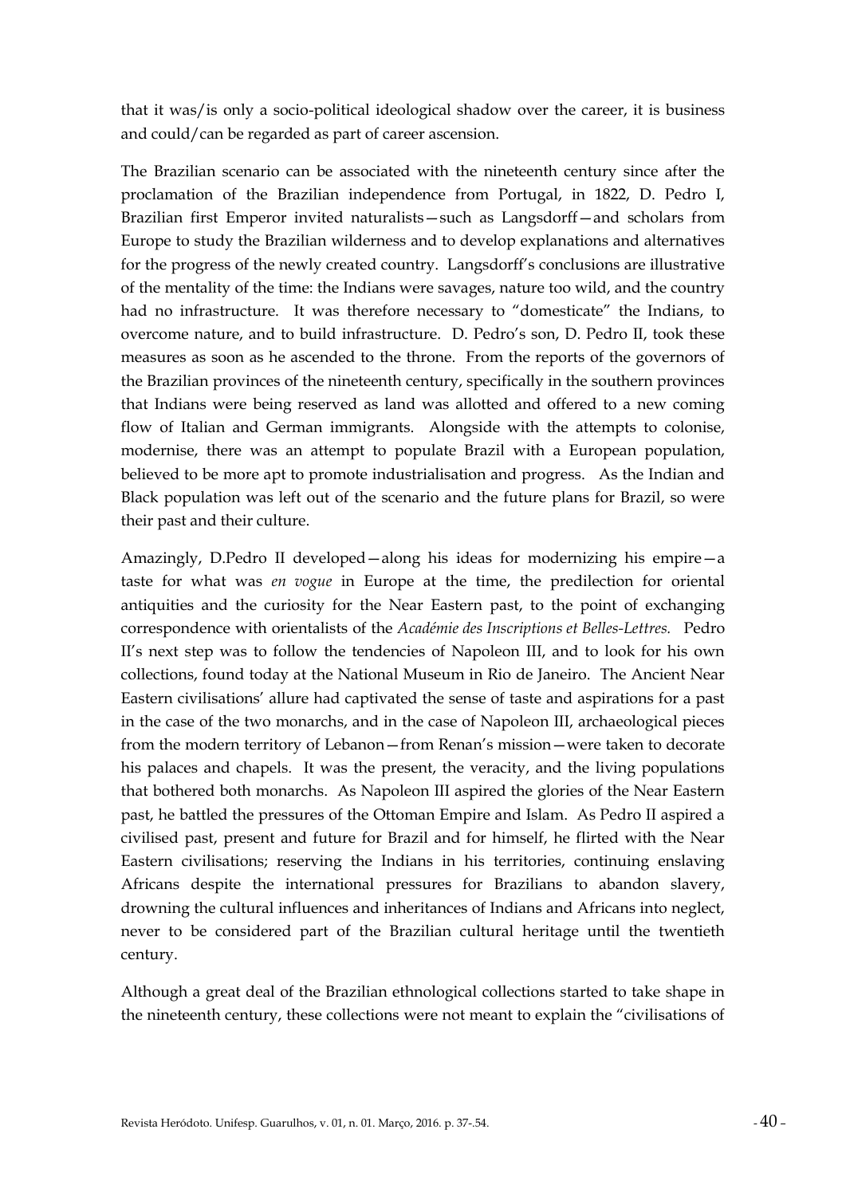that it was/is only a socio-political ideological shadow over the career, it is business and could/can be regarded as part of career ascension.

The Brazilian scenario can be associated with the nineteenth century since after the proclamation of the Brazilian independence from Portugal, in 1822, D. Pedro I, Brazilian first Emperor invited naturalists—such as Langsdorff—and scholars from Europe to study the Brazilian wilderness and to develop explanations and alternatives for the progress of the newly created country. Langsdorff's conclusions are illustrative of the mentality of the time: the Indians were savages, nature too wild, and the country had no infrastructure. It was therefore necessary to "domesticate" the Indians, to overcome nature, and to build infrastructure. D. Pedro's son, D. Pedro II, took these measures as soon as he ascended to the throne. From the reports of the governors of the Brazilian provinces of the nineteenth century, specifically in the southern provinces that Indians were being reserved as land was allotted and offered to a new coming flow of Italian and German immigrants. Alongside with the attempts to colonise, modernise, there was an attempt to populate Brazil with a European population, believed to be more apt to promote industrialisation and progress. As the Indian and Black population was left out of the scenario and the future plans for Brazil, so were their past and their culture.

Amazingly, D.Pedro II developed—along his ideas for modernizing his empire—a taste for what was *en vogue* in Europe at the time, the predilection for oriental antiquities and the curiosity for the Near Eastern past, to the point of exchanging correspondence with orientalists of the *Académie des Inscriptions et Belles-Lettres.* Pedro II's next step was to follow the tendencies of Napoleon III, and to look for his own collections, found today at the National Museum in Rio de Janeiro. The Ancient Near Eastern civilisations' allure had captivated the sense of taste and aspirations for a past in the case of the two monarchs, and in the case of Napoleon III, archaeological pieces from the modern territory of Lebanon—from Renan's mission—were taken to decorate his palaces and chapels. It was the present, the veracity, and the living populations that bothered both monarchs. As Napoleon III aspired the glories of the Near Eastern past, he battled the pressures of the Ottoman Empire and Islam. As Pedro II aspired a civilised past, present and future for Brazil and for himself, he flirted with the Near Eastern civilisations; reserving the Indians in his territories, continuing enslaving Africans despite the international pressures for Brazilians to abandon slavery, drowning the cultural influences and inheritances of Indians and Africans into neglect, never to be considered part of the Brazilian cultural heritage until the twentieth century.

Although a great deal of the Brazilian ethnological collections started to take shape in the nineteenth century, these collections were not meant to explain the "civilisations of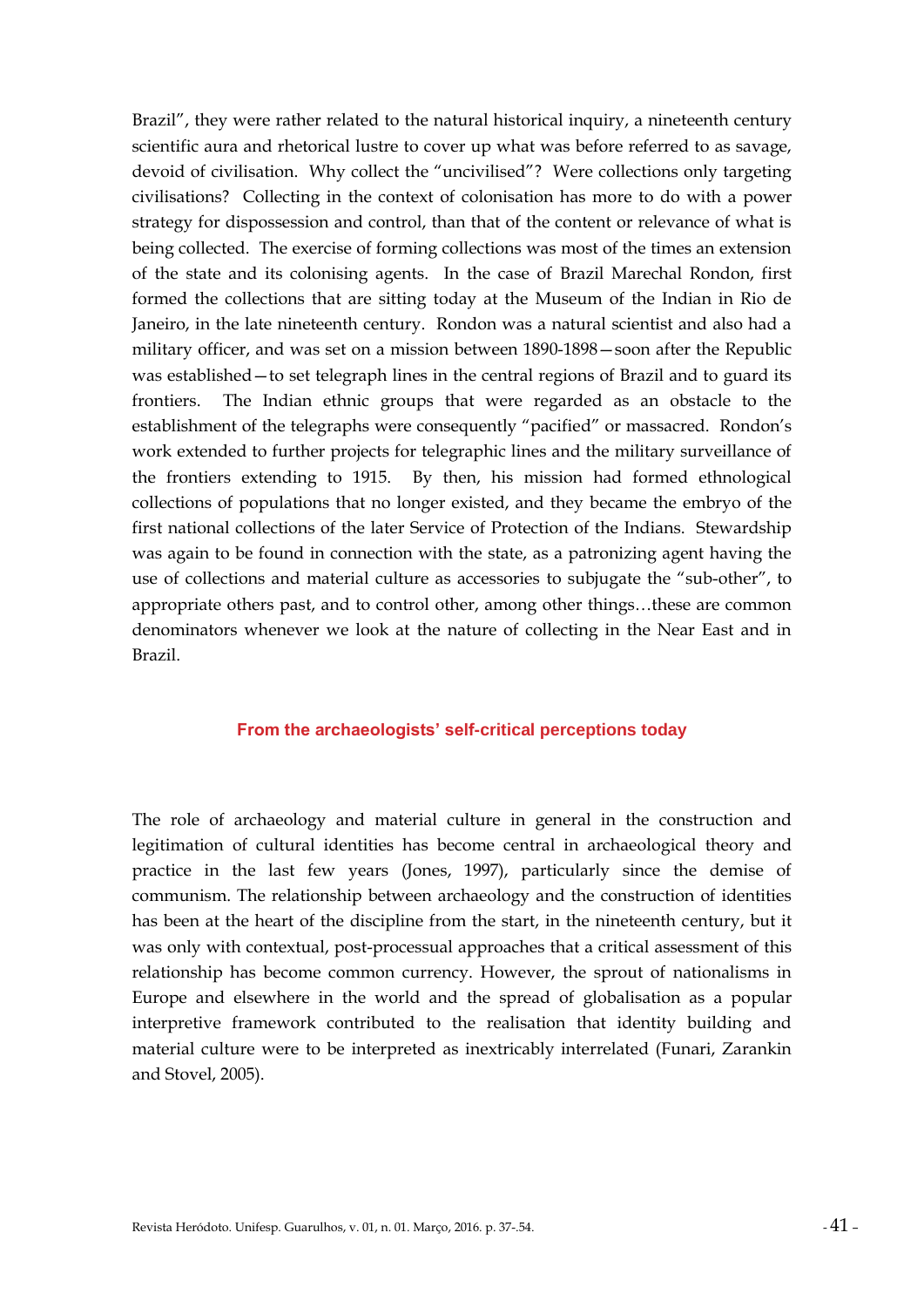Brazil", they were rather related to the natural historical inquiry, a nineteenth century scientific aura and rhetorical lustre to cover up what was before referred to as savage, devoid of civilisation. Why collect the "uncivilised"? Were collections only targeting civilisations? Collecting in the context of colonisation has more to do with a power strategy for dispossession and control, than that of the content or relevance of what is being collected. The exercise of forming collections was most of the times an extension of the state and its colonising agents. In the case of Brazil Marechal Rondon, first formed the collections that are sitting today at the Museum of the Indian in Rio de Janeiro, in the late nineteenth century. Rondon was a natural scientist and also had a military officer, and was set on a mission between 1890-1898—soon after the Republic was established—to set telegraph lines in the central regions of Brazil and to guard its frontiers. The Indian ethnic groups that were regarded as an obstacle to the establishment of the telegraphs were consequently "pacified" or massacred. Rondon's work extended to further projects for telegraphic lines and the military surveillance of the frontiers extending to 1915. By then, his mission had formed ethnological collections of populations that no longer existed, and they became the embryo of the first national collections of the later Service of Protection of the Indians. Stewardship was again to be found in connection with the state, as a patronizing agent having the use of collections and material culture as accessories to subjugate the "sub-other", to appropriate others past, and to control other, among other things…these are common denominators whenever we look at the nature of collecting in the Near East and in Brazil.

## From the archaeologists' self-critical perceptions today

The role of archaeology and material culture in general in the construction and legitimation of cultural identities has become central in archaeological theory and practice in the last few years (Jones, 1997), particularly since the demise of communism. The relationship between archaeology and the construction of identities has been at the heart of the discipline from the start, in the nineteenth century, but it was only with contextual, post-processual approaches that a critical assessment of this relationship has become common currency. However, the sprout of nationalisms in Europe and elsewhere in the world and the spread of globalisation as a popular interpretive framework contributed to the realisation that identity building and material culture were to be interpreted as inextricably interrelated (Funari, Zarankin and Stovel, 2005).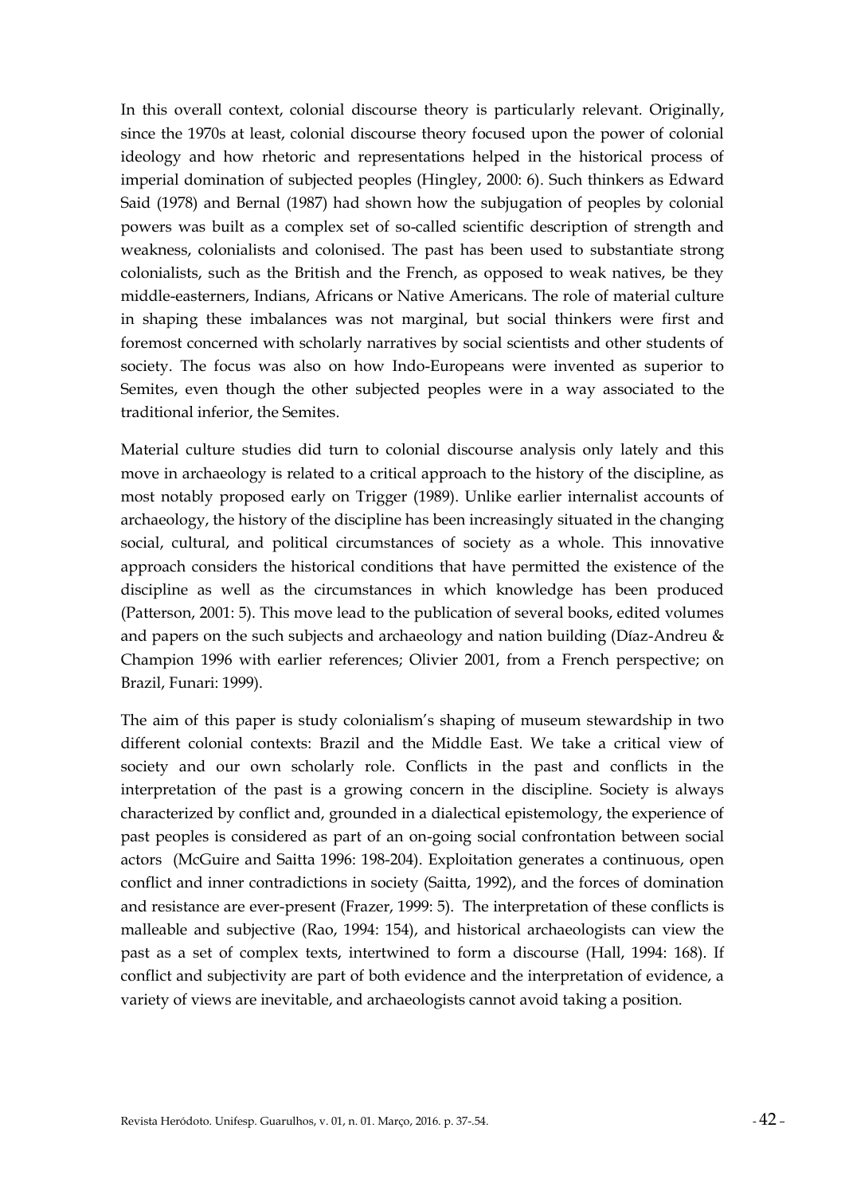In this overall context, colonial discourse theory is particularly relevant. Originally, since the 1970s at least, colonial discourse theory focused upon the power of colonial ideology and how rhetoric and representations helped in the historical process of imperial domination of subjected peoples (Hingley, 2000: 6). Such thinkers as Edward Said (1978) and Bernal (1987) had shown how the subjugation of peoples by colonial powers was built as a complex set of so-called scientific description of strength and weakness, colonialists and colonised. The past has been used to substantiate strong colonialists, such as the British and the French, as opposed to weak natives, be they middle-easterners, Indians, Africans or Native Americans. The role of material culture in shaping these imbalances was not marginal, but social thinkers were first and foremost concerned with scholarly narratives by social scientists and other students of society. The focus was also on how Indo-Europeans were invented as superior to Semites, even though the other subjected peoples were in a way associated to the traditional inferior, the Semites.

Material culture studies did turn to colonial discourse analysis only lately and this move in archaeology is related to a critical approach to the history of the discipline, as most notably proposed early on Trigger (1989). Unlike earlier internalist accounts of archaeology, the history of the discipline has been increasingly situated in the changing social, cultural, and political circumstances of society as a whole. This innovative approach considers the historical conditions that have permitted the existence of the discipline as well as the circumstances in which knowledge has been produced (Patterson, 2001: 5). This move lead to the publication of several books, edited volumes and papers on the such subjects and archaeology and nation building (Díaz-Andreu & Champion 1996 with earlier references; Olivier 2001, from a French perspective; on Brazil, Funari: 1999).

The aim of this paper is study colonialism's shaping of museum stewardship in two different colonial contexts: Brazil and the Middle East. We take a critical view of society and our own scholarly role. Conflicts in the past and conflicts in the interpretation of the past is a growing concern in the discipline. Society is always characterized by conflict and, grounded in a dialectical epistemology, the experience of past peoples is considered as part of an on-going social confrontation between social actors (McGuire and Saitta 1996: 198-204). Exploitation generates a continuous, open conflict and inner contradictions in society (Saitta, 1992), and the forces of domination and resistance are ever-present (Frazer, 1999: 5). The interpretation of these conflicts is malleable and subjective (Rao, 1994: 154), and historical archaeologists can view the past as a set of complex texts, intertwined to form a discourse (Hall, 1994: 168). If conflict and subjectivity are part of both evidence and the interpretation of evidence, a variety of views are inevitable, and archaeologists cannot avoid taking a position.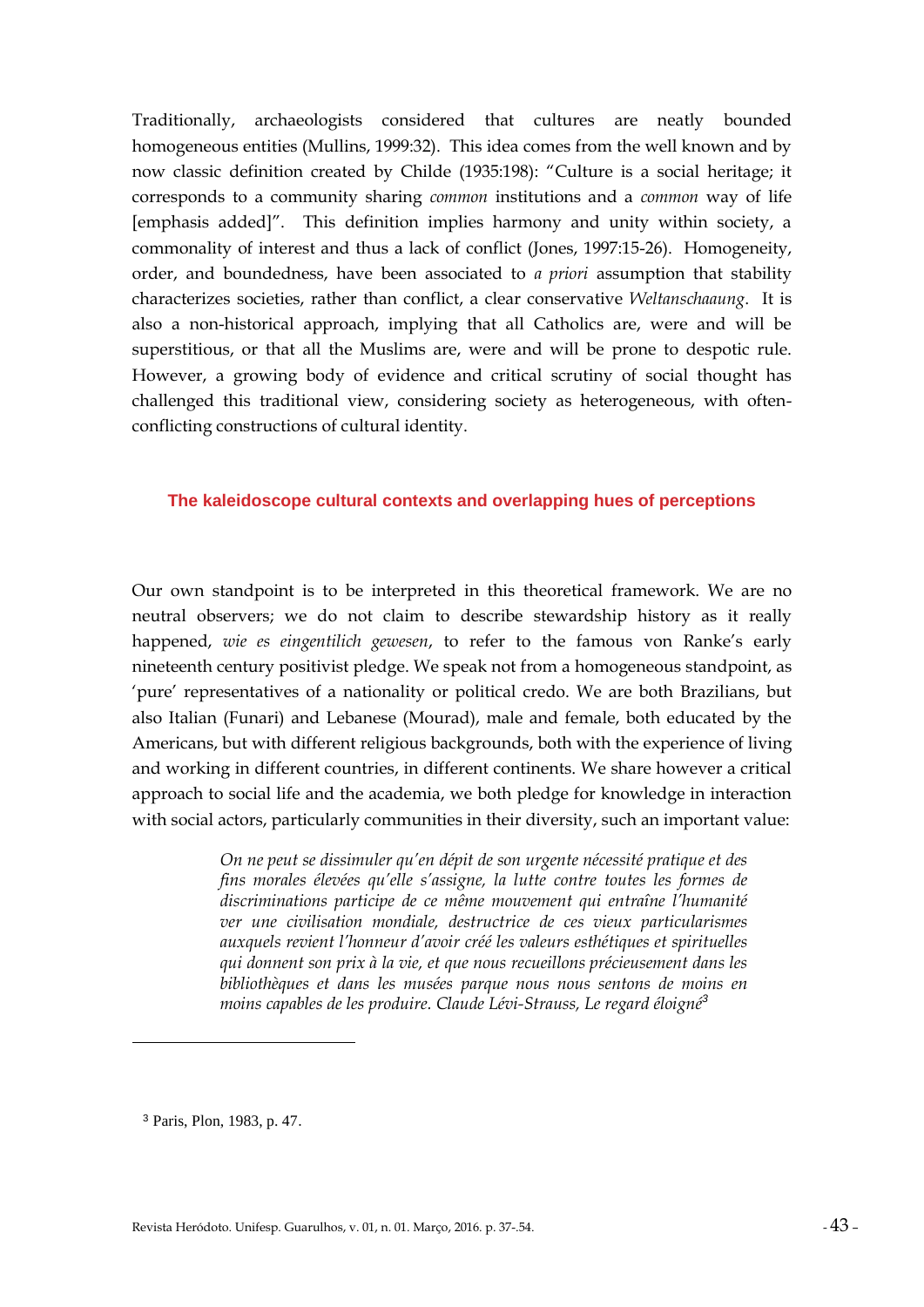Traditionally, archaeologists considered that cultures are neatly bounded homogeneous entities (Mullins, 1999:32). This idea comes from the well known and by now classic definition created by Childe (1935:198): "Culture is a social heritage; it corresponds to a community sharing *common* institutions and a *common* way of life [emphasis added]". This definition implies harmony and unity within society, a commonality of interest and thus a lack of conflict (Jones, 1997:15-26). Homogeneity, order, and boundedness, have been associated to *a priori* assumption that stability characterizes societies, rather than conflict, a clear conservative *Weltanschaaung*. It is also a non-historical approach, implying that all Catholics are, were and will be superstitious, or that all the Muslims are, were and will be prone to despotic rule. However, a growing body of evidence and critical scrutiny of social thought has challenged this traditional view, considering society as heterogeneous, with often-conflicting constructions of cultural identity.

## The kaleidoscope cultural contexts and overlapping hues of perceptions

Our own standpoint is to be interpreted in this theoretical framework. We are no neutral observers; we do not claim to describe stewardship history as it really happened, *wie es eingentilich gewesen*, to refer to the famous von Ranke's early nineteenth century positivist pledge. We speak not from a homogeneous standpoint, as 'pure' representatives of a nationality or political credo. We are both Brazilians, but also Italian (Funari) and Lebanese (Mourad), male and female, both educated by the Americans, but with different religious backgrounds, both with the experience of living and working in different countries, in different continents. We share however a critical approach to social life and the academia, we both pledge for knowledge in interaction with social actors, particularly communities in their diversity, such an important value:

> *On ne peut se dissimuler qu'en dépit de son urgente nécessité pratique et des fins morales élevées qu'elle s'assigne, la lutte contre toutes les formes de discriminations participe de ce même mouvement qui entraîne l'humanité ver une civilisation mondiale, destructrice de ces vieux particularismes auxquels revient l'honneur d'avoir créé les valeurs esthétiques et spirituelles qui donnent son prix à la vie, et que nous recueillons précieusement dans les bibliothèques et dans les musées parque nous nous sentons de moins en moins capables de les produire. Claude Lévi-Strauss, Le regard éloigné*[3]

[3] Paris, Plon, 1983, p. 47.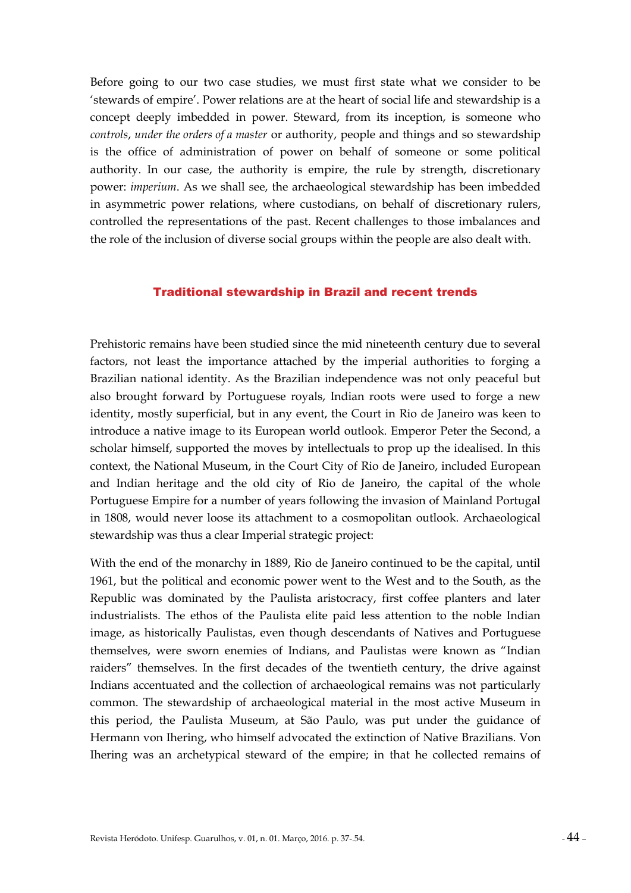Before going to our two case studies, we must first state what we consider to be 'stewards of empire'. Power relations are at the heart of social life and stewardship is a concept deeply imbedded in power. Steward, from its inception, is someone who *controls*, *under the orders of a master* or authority, people and things and so stewardship is the office of administration of power on behalf of someone or some political authority. In our case, the authority is empire, the rule by strength, discretionary power: *imperium*. As we shall see, the archaeological stewardship has been imbedded in asymmetric power relations, where custodians, on behalf of discretionary rulers, controlled the representations of the past. Recent challenges to those imbalances and the role of the inclusion of diverse social groups within the people are also dealt with.

## Traditional stewardship in Brazil and recent trends

Prehistoric remains have been studied since the mid nineteenth century due to several factors, not least the importance attached by the imperial authorities to forging a Brazilian national identity. As the Brazilian independence was not only peaceful but also brought forward by Portuguese royals, Indian roots were used to forge a new identity, mostly superficial, but in any event, the Court in Rio de Janeiro was keen to introduce a native image to its European world outlook. Emperor Peter the Second, a scholar himself, supported the moves by intellectuals to prop up the idealised. In this context, the National Museum, in the Court City of Rio de Janeiro, included European and Indian heritage and the old city of Rio de Janeiro, the capital of the whole Portuguese Empire for a number of years following the invasion of Mainland Portugal in 1808, would never loose its attachment to a cosmopolitan outlook. Archaeological stewardship was thus a clear Imperial strategic project:

With the end of the monarchy in 1889, Rio de Janeiro continued to be the capital, until 1961, but the political and economic power went to the West and to the South, as the Republic was dominated by the Paulista aristocracy, first coffee planters and later industrialists. The ethos of the Paulista elite paid less attention to the noble Indian image, as historically Paulistas, even though descendants of Natives and Portuguese themselves, were sworn enemies of Indians, and Paulistas were known as "Indian raiders" themselves. In the first decades of the twentieth century, the drive against Indians accentuated and the collection of archaeological remains was not particularly common. The stewardship of archaeological material in the most active Museum in this period, the Paulista Museum, at São Paulo, was put under the guidance of Hermann von Ihering, who himself advocated the extinction of Native Brazilians. Von Ihering was an archetypical steward of the empire; in that he collected remains of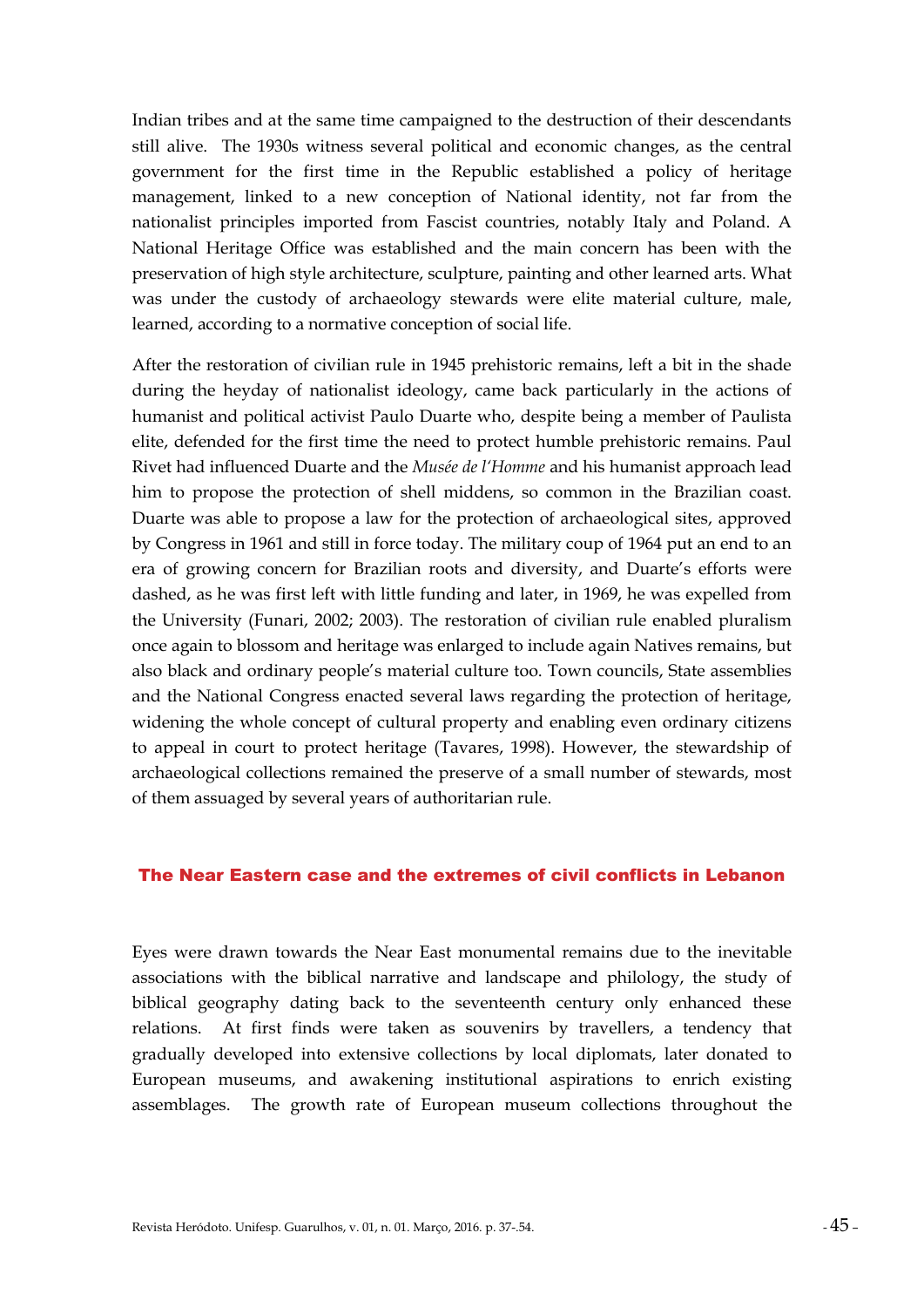Indian tribes and at the same time campaigned to the destruction of their descendants still alive. The 1930s witness several political and economic changes, as the central government for the first time in the Republic established a policy of heritage management, linked to a new conception of National identity, not far from the nationalist principles imported from Fascist countries, notably Italy and Poland. A National Heritage Office was established and the main concern has been with the preservation of high style architecture, sculpture, painting and other learned arts. What was under the custody of archaeology stewards were elite material culture, male, learned, according to a normative conception of social life.

After the restoration of civilian rule in 1945 prehistoric remains, left a bit in the shade during the heyday of nationalist ideology, came back particularly in the actions of humanist and political activist Paulo Duarte who, despite being a member of Paulista elite, defended for the first time the need to protect humble prehistoric remains. Paul Rivet had influenced Duarte and the *Musée de l'Homme* and his humanist approach lead him to propose the protection of shell middens, so common in the Brazilian coast. Duarte was able to propose a law for the protection of archaeological sites, approved by Congress in 1961 and still in force today. The military coup of 1964 put an end to an era of growing concern for Brazilian roots and diversity, and Duarte's efforts were dashed, as he was first left with little funding and later, in 1969, he was expelled from the University (Funari, 2002; 2003). The restoration of civilian rule enabled pluralism once again to blossom and heritage was enlarged to include again Natives remains, but also black and ordinary people's material culture too. Town councils, State assemblies and the National Congress enacted several laws regarding the protection of heritage, widening the whole concept of cultural property and enabling even ordinary citizens to appeal in court to protect heritage (Tavares, 1998). However, the stewardship of archaeological collections remained the preserve of a small number of stewards, most of them assuaged by several years of authoritarian rule.

## The Near Eastern case and the extremes of civil conflicts in Lebanon

Eyes were drawn towards the Near East monumental remains due to the inevitable associations with the biblical narrative and landscape and philology, the study of biblical geography dating back to the seventeenth century only enhanced these relations. At first finds were taken as souvenirs by travellers, a tendency that gradually developed into extensive collections by local diplomats, later donated to European museums, and awakening institutional aspirations to enrich existing assemblages. The growth rate of European museum collections throughout the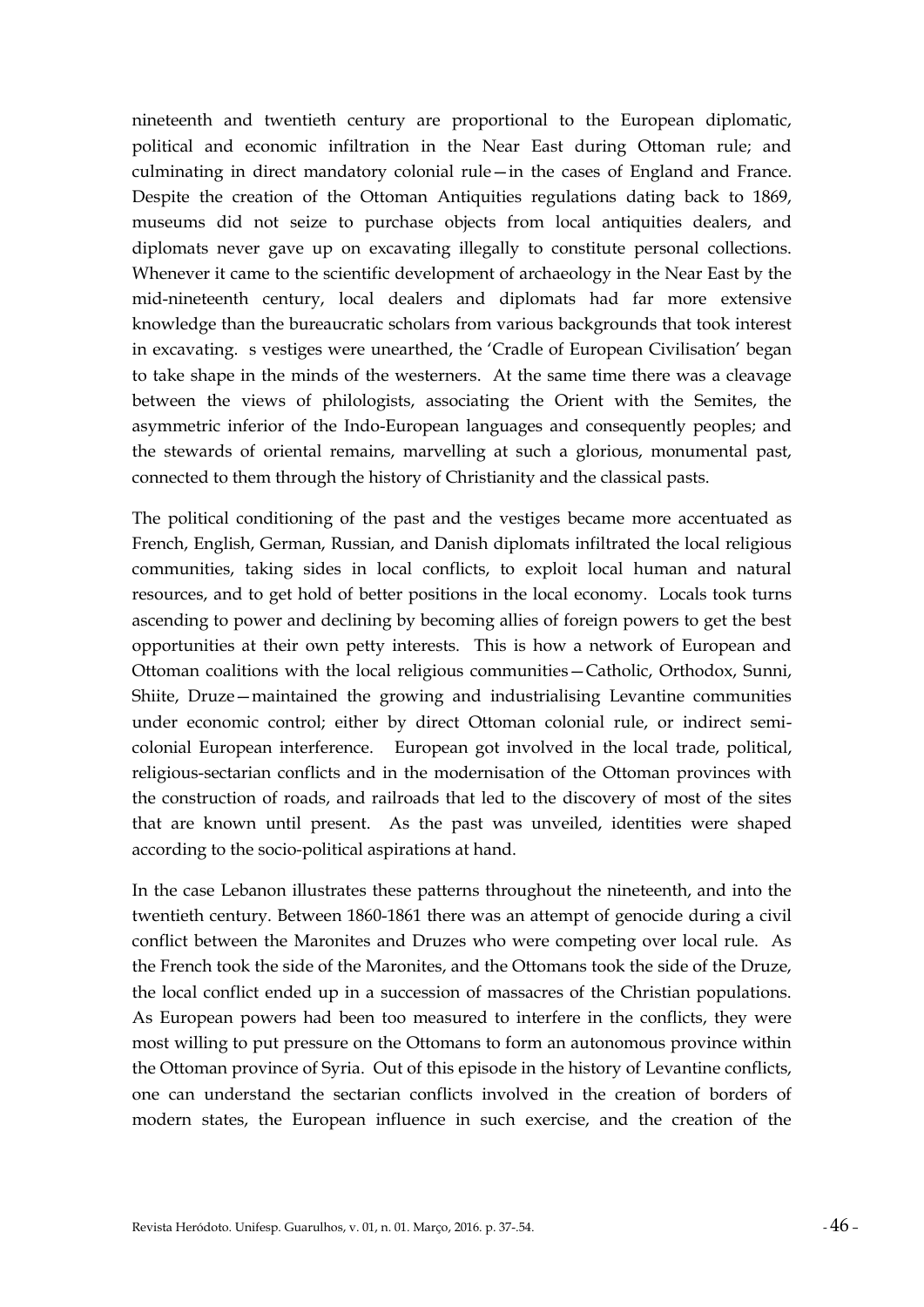nineteenth and twentieth century are proportional to the European diplomatic, political and economic infiltration in the Near East during Ottoman rule; and culminating in direct mandatory colonial rule—in the cases of England and France. Despite the creation of the Ottoman Antiquities regulations dating back to 1869, museums did not seize to purchase objects from local antiquities dealers, and diplomats never gave up on excavating illegally to constitute personal collections. Whenever it came to the scientific development of archaeology in the Near East by the mid-nineteenth century, local dealers and diplomats had far more extensive knowledge than the bureaucratic scholars from various backgrounds that took interest in excavating. s vestiges were unearthed, the 'Cradle of European Civilisation' began to take shape in the minds of the westerners. At the same time there was a cleavage between the views of philologists, associating the Orient with the Semites, the asymmetric inferior of the Indo-European languages and consequently peoples; and the stewards of oriental remains, marvelling at such a glorious, monumental past, connected to them through the history of Christianity and the classical pasts.

The political conditioning of the past and the vestiges became more accentuated as French, English, German, Russian, and Danish diplomats infiltrated the local religious communities, taking sides in local conflicts, to exploit local human and natural resources, and to get hold of better positions in the local economy. Locals took turns ascending to power and declining by becoming allies of foreign powers to get the best opportunities at their own petty interests. This is how a network of European and Ottoman coalitions with the local religious communities—Catholic, Orthodox, Sunni, Shiite, Druze—maintained the growing and industrialising Levantine communities under economic control; either by direct Ottoman colonial rule, or indirect semi-colonial European interference. European got involved in the local trade, political, religious-sectarian conflicts and in the modernisation of the Ottoman provinces with the construction of roads, and railroads that led to the discovery of most of the sites that are known until present. As the past was unveiled, identities were shaped according to the socio-political aspirations at hand.

In the case Lebanon illustrates these patterns throughout the nineteenth, and into the twentieth century. Between 1860-1861 there was an attempt of genocide during a civil conflict between the Maronites and Druzes who were competing over local rule. As the French took the side of the Maronites, and the Ottomans took the side of the Druze, the local conflict ended up in a succession of massacres of the Christian populations. As European powers had been too measured to interfere in the conflicts, they were most willing to put pressure on the Ottomans to form an autonomous province within the Ottoman province of Syria. Out of this episode in the history of Levantine conflicts, one can understand the sectarian conflicts involved in the creation of borders of modern states, the European influence in such exercise, and the creation of the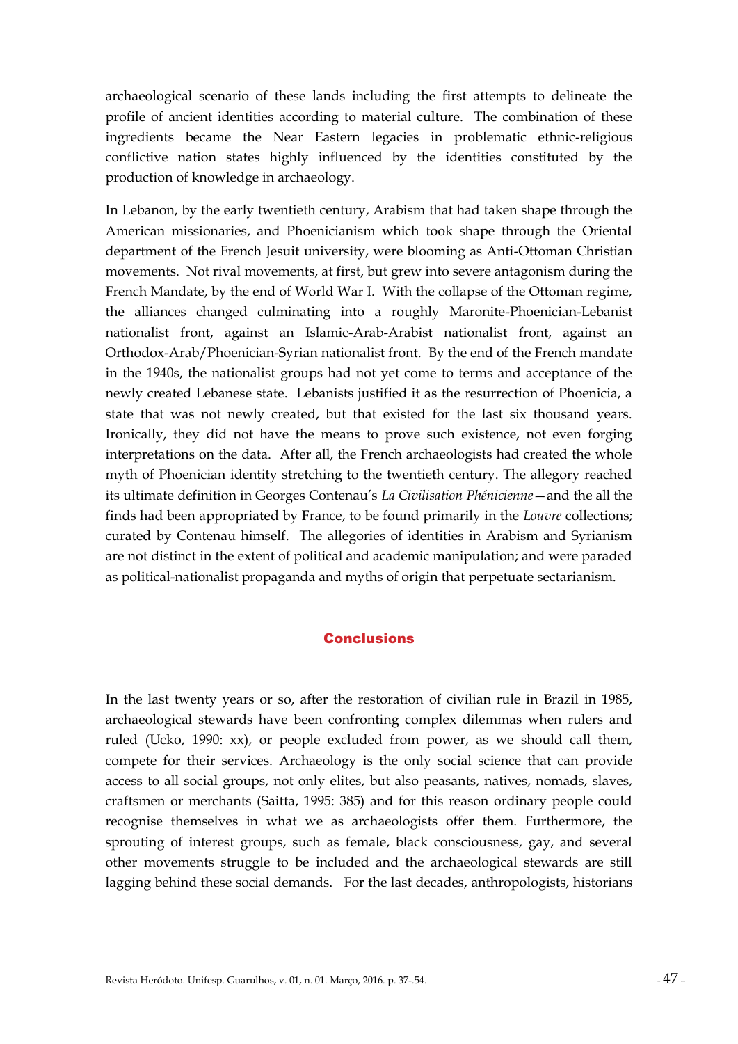archaeological scenario of these lands including the first attempts to delineate the profile of ancient identities according to material culture. The combination of these ingredients became the Near Eastern legacies in problematic ethnic-religious conflictive nation states highly influenced by the identities constituted by the production of knowledge in archaeology.

In Lebanon, by the early twentieth century, Arabism that had taken shape through the American missionaries, and Phoenicianism which took shape through the Oriental department of the French Jesuit university, were blooming as Anti-Ottoman Christian movements. Not rival movements, at first, but grew into severe antagonism during the French Mandate, by the end of World War I. With the collapse of the Ottoman regime, the alliances changed culminating into a roughly Maronite-Phoenician-Lebanist nationalist front, against an Islamic-Arab-Arabist nationalist front, against an Orthodox-Arab/Phoenician-Syrian nationalist front. By the end of the French mandate in the 1940s, the nationalist groups had not yet come to terms and acceptance of the newly created Lebanese state. Lebanists justified it as the resurrection of Phoenicia, a state that was not newly created, but that existed for the last six thousand years. Ironically, they did not have the means to prove such existence, not even forging interpretations on the data. After all, the French archaeologists had created the whole myth of Phoenician identity stretching to the twentieth century. The allegory reached its ultimate definition in Georges Contenau's *La Civilisation Phénicienne*—and the all the finds had been appropriated by France, to be found primarily in the *Louvre* collections; curated by Contenau himself. The allegories of identities in Arabism and Syrianism are not distinct in the extent of political and academic manipulation; and were paraded as political-nationalist propaganda and myths of origin that perpetuate sectarianism.

## Conclusions

In the last twenty years or so, after the restoration of civilian rule in Brazil in 1985, archaeological stewards have been confronting complex dilemmas when rulers and ruled (Ucko, 1990: xx), or people excluded from power, as we should call them, compete for their services. Archaeology is the only social science that can provide access to all social groups, not only elites, but also peasants, natives, nomads, slaves, craftsmen or merchants (Saitta, 1995: 385) and for this reason ordinary people could recognise themselves in what we as archaeologists offer them. Furthermore, the sprouting of interest groups, such as female, black consciousness, gay, and several other movements struggle to be included and the archaeological stewards are still lagging behind these social demands. For the last decades, anthropologists, historians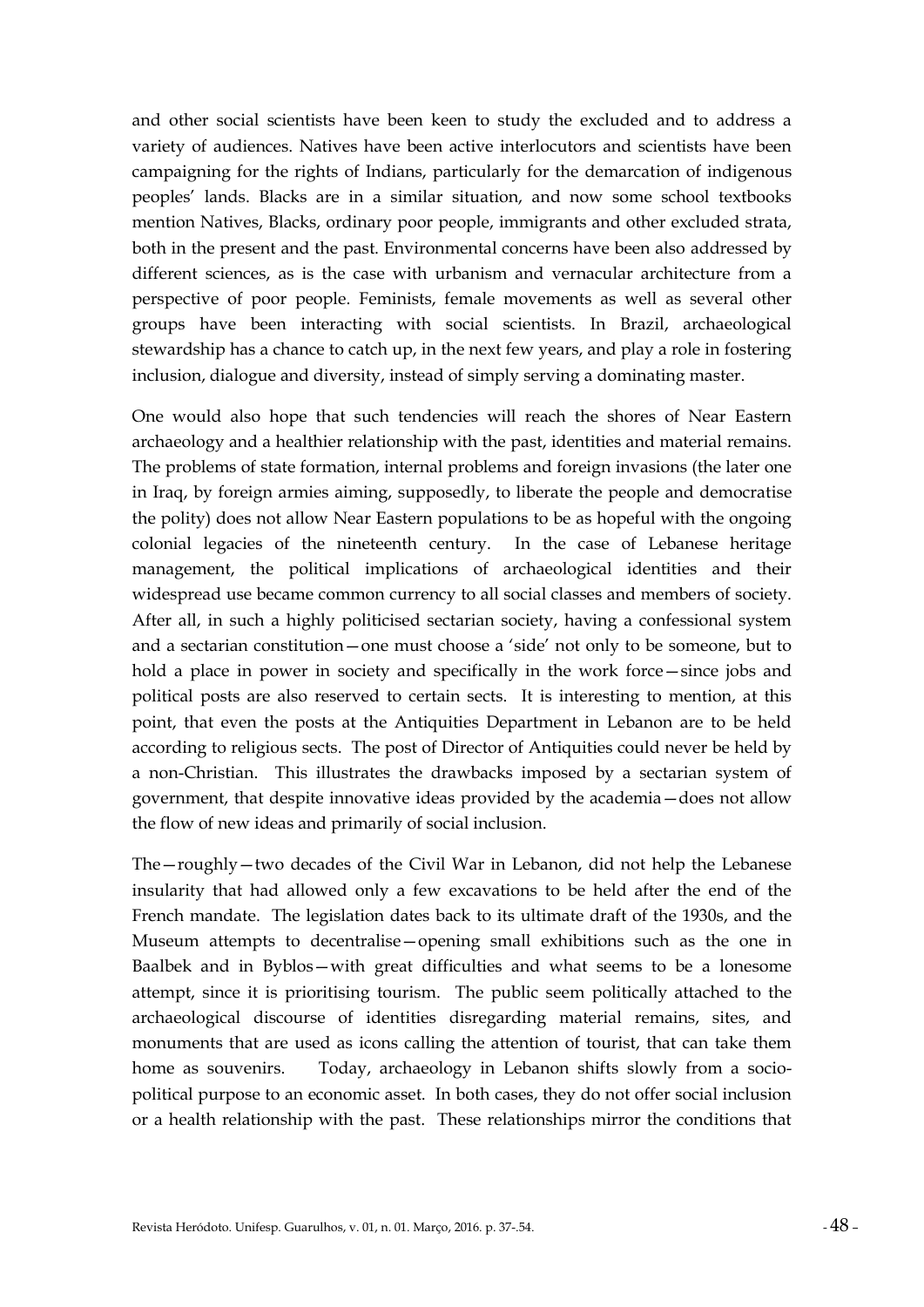and other social scientists have been keen to study the excluded and to address a variety of audiences. Natives have been active interlocutors and scientists have been campaigning for the rights of Indians, particularly for the demarcation of indigenous peoples' lands. Blacks are in a similar situation, and now some school textbooks mention Natives, Blacks, ordinary poor people, immigrants and other excluded strata, both in the present and the past. Environmental concerns have been also addressed by different sciences, as is the case with urbanism and vernacular architecture from a perspective of poor people. Feminists, female movements as well as several other groups have been interacting with social scientists. In Brazil, archaeological stewardship has a chance to catch up, in the next few years, and play a role in fostering inclusion, dialogue and diversity, instead of simply serving a dominating master.

One would also hope that such tendencies will reach the shores of Near Eastern archaeology and a healthier relationship with the past, identities and material remains. The problems of state formation, internal problems and foreign invasions (the later one in Iraq, by foreign armies aiming, supposedly, to liberate the people and democratise the polity) does not allow Near Eastern populations to be as hopeful with the ongoing colonial legacies of the nineteenth century. In the case of Lebanese heritage management, the political implications of archaeological identities and their widespread use became common currency to all social classes and members of society. After all, in such a highly politicised sectarian society, having a confessional system and a sectarian constitution—one must choose a 'side' not only to be someone, but to hold a place in power in society and specifically in the work force—since jobs and political posts are also reserved to certain sects. It is interesting to mention, at this point, that even the posts at the Antiquities Department in Lebanon are to be held according to religious sects. The post of Director of Antiquities could never be held by a non-Christian. This illustrates the drawbacks imposed by a sectarian system of government, that despite innovative ideas provided by the academia—does not allow the flow of new ideas and primarily of social inclusion.

The—roughly—two decades of the Civil War in Lebanon, did not help the Lebanese insularity that had allowed only a few excavations to be held after the end of the French mandate. The legislation dates back to its ultimate draft of the 1930s, and the Museum attempts to decentralise—opening small exhibitions such as the one in Baalbek and in Byblos—with great difficulties and what seems to be a lonesome attempt, since it is prioritising tourism. The public seem politically attached to the archaeological discourse of identities disregarding material remains, sites, and monuments that are used as icons calling the attention of tourist, that can take them home as souvenirs. Today, archaeology in Lebanon shifts slowly from a socio-political purpose to an economic asset. In both cases, they do not offer social inclusion or a health relationship with the past. These relationships mirror the conditions that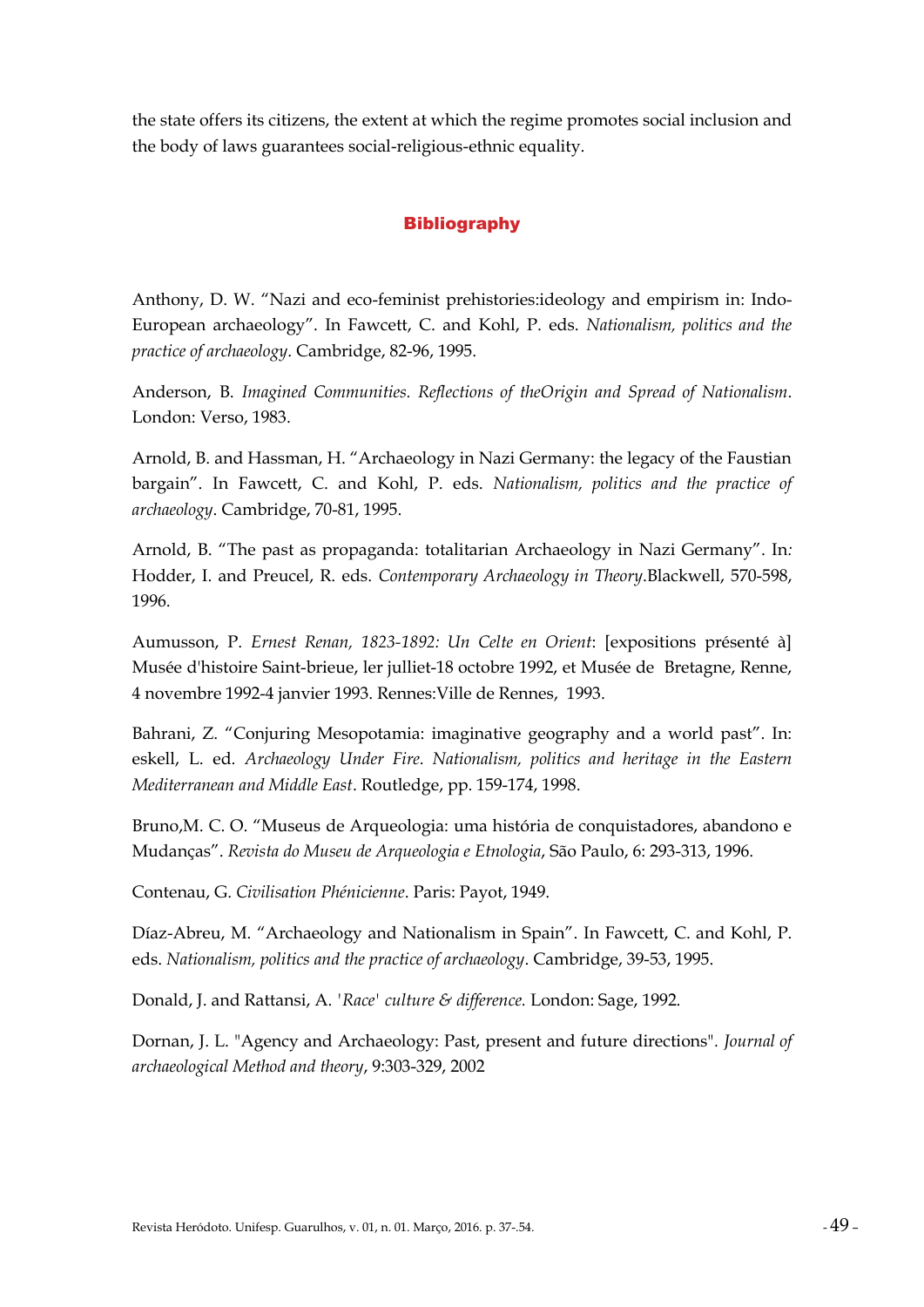the state offers its citizens, the extent at which the regime promotes social inclusion and the body of laws guarantees social-religious-ethnic equality.

## Bibliography

Anthony, D. W. “Nazi and eco-feminist prehistories:ideology and empirism in: Indo-European archaeology”. In Fawcett, C. and Kohl, P. eds. *Nationalism, politics and the practice of archaeology*. Cambridge, 82-96, 1995.

Anderson, B. *Imagined Communities. Reflections of theOrigin and Spread of Nationalism*. London: Verso, 1983.

Arnold, B. and Hassman, H. “Archaeology in Nazi Germany: the legacy of the Faustian bargain”. In Fawcett, C. and Kohl, P. eds. *Nationalism, politics and the practice of archaeology*. Cambridge, 70-81, 1995.

Arnold, B. “The past as propaganda: totalitarian Archaeology in Nazi Germany”. In*:* Hodder, I. and Preucel, R. eds. *Contemporary Archaeology in Theory*.Blackwell, 570-598, 1996.

Aumusson, P. *Ernest Renan, 1823-1892: Un Celte en Orient*: [expositions présenté à] Musée d'histoire Saint-brieue, ler julliet-18 octobre 1992, et Musée de Bretagne, Renne, 4 novembre 1992-4 janvier 1993. Rennes:Ville de Rennes, 1993.

Bahrani, Z. “Conjuring Mesopotamia: imaginative geography and a world past”. In: eskell, L. ed. *Archaeology Under Fire. Nationalism, politics and heritage in the Eastern Mediterranean and Middle East*. Routledge, pp. 159-174, 1998.

Bruno,M. C. O. “Museus de Arqueologia: uma história de conquistadores, abandono e Mudanças”. *Revista do Museu de Arqueologia e Etnologia*, São Paulo, 6: 293-313, 1996.

Contenau, G. *Civilisation Phénicienne*. Paris: Payot, 1949.

Díaz-Abreu, M. “Archaeology and Nationalism in Spain”. In Fawcett, C. and Kohl, P. eds. *Nationalism, politics and the practice of archaeology*. Cambridge, 39-53, 1995.

Donald, J. and Rattansi, A. *'Race' culture & difference*. London: Sage, 1992.

Dornan, J. L. "Agency and Archaeology: Past, present and future directions". *Journal of archaeological Method and theory*, 9:303-329, 2002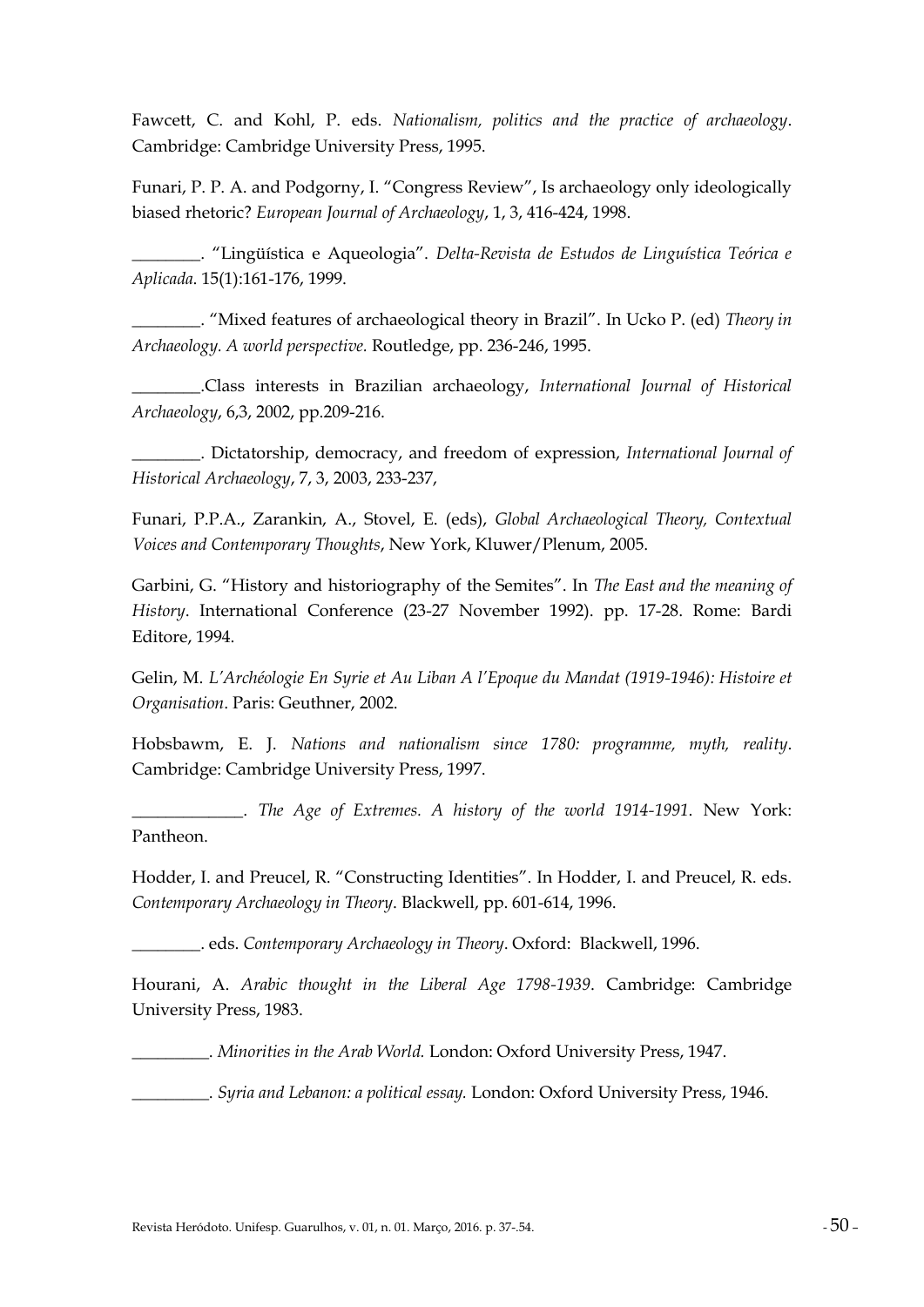Fawcett, C. and Kohl, P. eds. *Nationalism, politics and the practice of archaeology*. Cambridge: Cambridge University Press, 1995.

Funari, P. P. A. and Podgorny, I. "Congress Review", Is archaeology only ideologically biased rhetoric? *European Journal of Archaeology*, 1, 3, 416-424, 1998.

________. "Lingüística e Aqueologia". *Delta-Revista de Estudos de Linguística Teórica e Aplicada*. 15(1):161-176, 1999.

________. "Mixed features of archaeological theory in Brazil". In Ucko P. (ed) *Theory in Archaeology. A world perspective*. Routledge, pp. 236-246, 1995.

________.Class interests in Brazilian archaeology, *International Journal of Historical Archaeology*, 6,3, 2002, pp.209-216.

________. Dictatorship, democracy, and freedom of expression, *International Journal of Historical Archaeology*, 7, 3, 2003, 233-237,

Funari, P.P.A., Zarankin, A., Stovel, E. (eds), *Global Archaeological Theory, Contextual Voices and Contemporary Thoughts*, New York, Kluwer/Plenum, 2005.

Garbini, G. "History and historiography of the Semites". In *The East and the meaning of History*. International Conference (23-27 November 1992). pp. 17-28. Rome: Bardi Editore, 1994.

Gelin, M. *L'Archéologie En Syrie et Au Liban A l'Epoque du Mandat (1919-1946): Histoire et Organisation*. Paris: Geuthner, 2002.

Hobsbawm, E. J. *Nations and nationalism since 1780: programme, myth, reality*. Cambridge: Cambridge University Press, 1997.

_____________. *The Age of Extremes. A history of the world 1914-1991*. New York: Pantheon.

Hodder, I. and Preucel, R. "Constructing Identities". In Hodder, I. and Preucel, R. eds. *Contemporary Archaeology in Theory*. Blackwell, pp. 601-614, 1996.

________. eds. *Contemporary Archaeology in Theory*. Oxford: Blackwell, 1996.

Hourani, A. *Arabic thought in the Liberal Age 1798-1939*. Cambridge: Cambridge University Press, 1983.

_________. *Minorities in the Arab World*. London: Oxford University Press, 1947.

_________. *Syria and Lebanon: a political essay*. London: Oxford University Press, 1946.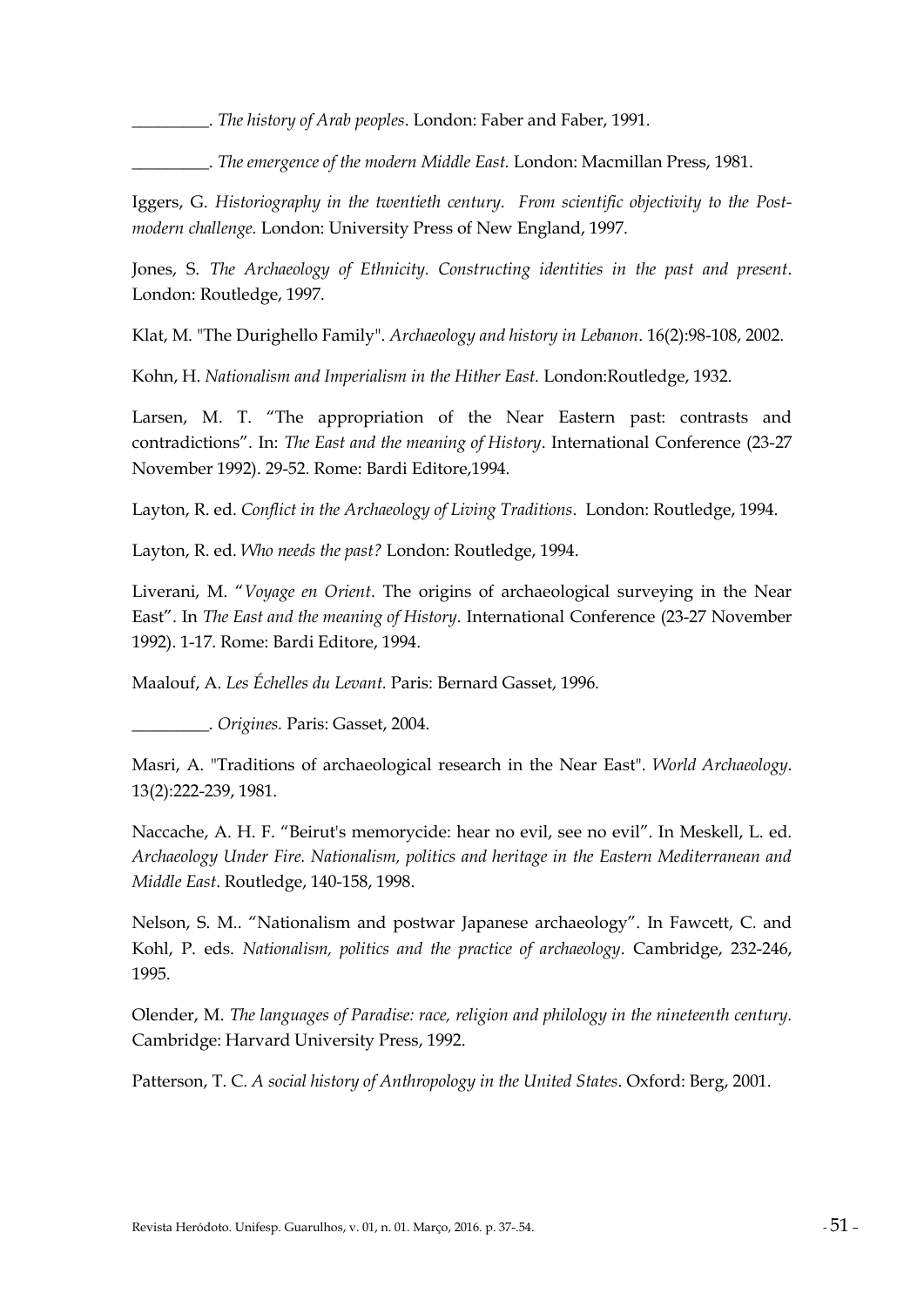_________. *The history of Arab peoples*. London: Faber and Faber, 1991.

_________. *The emergence of the modern Middle East.* London: Macmillan Press, 1981.

Iggers, G. *Historiography in the twentieth century. From scientific objectivity to the Post-modern challenge.* London: University Press of New England, 1997.

Jones, S. *The Archaeology of Ethnicity. Constructing identities in the past and present*. London: Routledge, 1997.

Klat, M. "The Durighello Family". *Archaeology and history in Lebanon*. 16(2):98-108, 2002.

Kohn, H. *Nationalism and Imperialism in the Hither East.* London:Routledge, 1932.

Larsen, M. T. "The appropriation of the Near Eastern past: contrasts and contradictions". In: *The East and the meaning of History*. International Conference (23-27 November 1992). 29-52. Rome: Bardi Editore,1994.

Layton, R. ed. *Conflict in the Archaeology of Living Traditions*. London: Routledge, 1994.

Layton, R. ed. *Who needs the past?* London: Routledge, 1994.

Liverani, M. "*Voyage en Orient*. The origins of archaeological surveying in the Near East". In *The East and the meaning of History*. International Conference (23-27 November 1992). 1-17. Rome: Bardi Editore, 1994.

Maalouf, A. *Les Échelles du Levant.* Paris: Bernard Gasset, 1996.

_________. *Origines.* Paris: Gasset, 2004.

Masri, A. "Traditions of archaeological research in the Near East". *World Archaeology*. 13(2):222-239, 1981.

Naccache, A. H. F. "Beirut's memorycide: hear no evil, see no evil". In Meskell, L. ed. *Archaeology Under Fire. Nationalism, politics and heritage in the Eastern Mediterranean and Middle East*. Routledge, 140-158, 1998.

Nelson, S. M.. "Nationalism and postwar Japanese archaeology". In Fawcett, C. and Kohl, P. eds. *Nationalism, politics and the practice of archaeology*. Cambridge, 232-246, 1995.

Olender, M. *The languages of Paradise: race, religion and philology in the nineteenth century.* Cambridge: Harvard University Press, 1992.

Patterson, T. C. *A social history of Anthropology in the United States*. Oxford: Berg, 2001.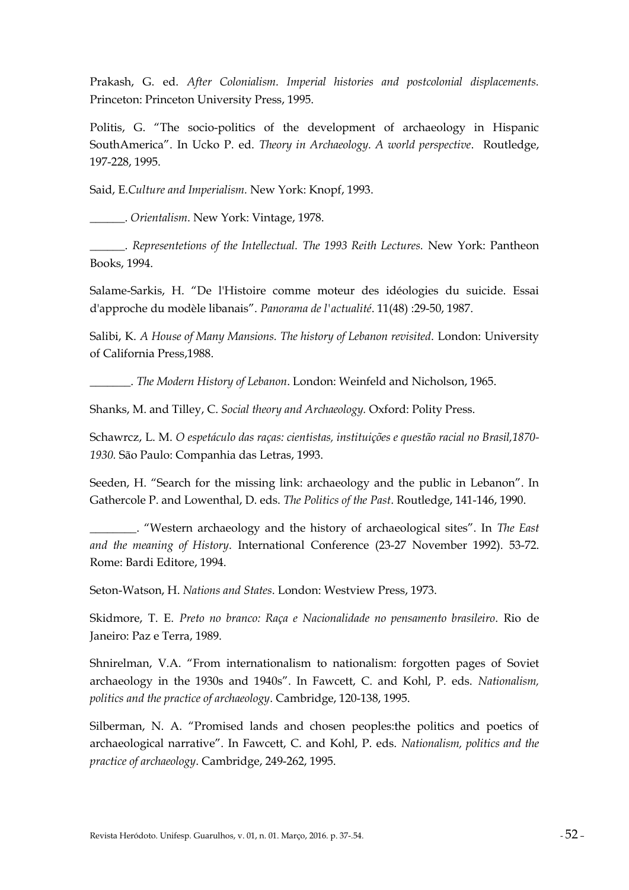Prakash, G. ed. *After Colonialism. Imperial histories and postcolonial displacements.* Princeton: Princeton University Press, 1995.

Politis, G. "The socio-politics of the development of archaeology in Hispanic SouthAmerica". In Ucko P. ed. *Theory in Archaeology. A world perspective*. Routledge, 197-228, 1995.

Said, E.*Culture and Imperialism.* New York: Knopf, 1993.

______. *Orientalism*. New York: Vintage, 1978.

______. *Representetions of the Intellectual. The 1993 Reith Lectures.* New York: Pantheon Books, 1994.

Salame-Sarkis, H. "De l'Histoire comme moteur des idéologies du suicide. Essai d'approche du modèle libanais". *Panorama de l'actualité*. 11(48) :29-50, 1987.

Salibi, K. *A House of Many Mansions. The history of Lebanon revisited*. London: University of California Press,1988.

_______. *The Modern History of Lebanon*. London: Weinfeld and Nicholson, 1965.

Shanks, M. and Tilley, C. *Social theory and Archaeology*. Oxford: Polity Press.

Schawrcz, L. M. *O espetáculo das raças: cientistas, instituições e questão racial no Brasil,1870-1930.* São Paulo: Companhia das Letras, 1993.

Seeden, H. "Search for the missing link: archaeology and the public in Lebanon". In Gathercole P. and Lowenthal, D. eds. *The Politics of the Past*. Routledge, 141-146, 1990.

________. "Western archaeology and the history of archaeological sites". In *The East and the meaning of History*. International Conference (23-27 November 1992). 53-72. Rome: Bardi Editore, 1994.

Seton-Watson, H. *Nations and States*. London: Westview Press, 1973.

Skidmore, T. E. *Preto no branco: Raça e Nacionalidade no pensamento brasileiro*. Rio de Janeiro: Paz e Terra, 1989.

Shnirelman, V.A. "From internationalism to nationalism: forgotten pages of Soviet archaeology in the 1930s and 1940s". In Fawcett, C. and Kohl, P. eds. *Nationalism, politics and the practice of archaeology*. Cambridge, 120-138, 1995.

Silberman, N. A. "Promised lands and chosen peoples:the politics and poetics of archaeological narrative". In Fawcett, C. and Kohl, P. eds. *Nationalism, politics and the practice of archaeology*. Cambridge, 249-262, 1995.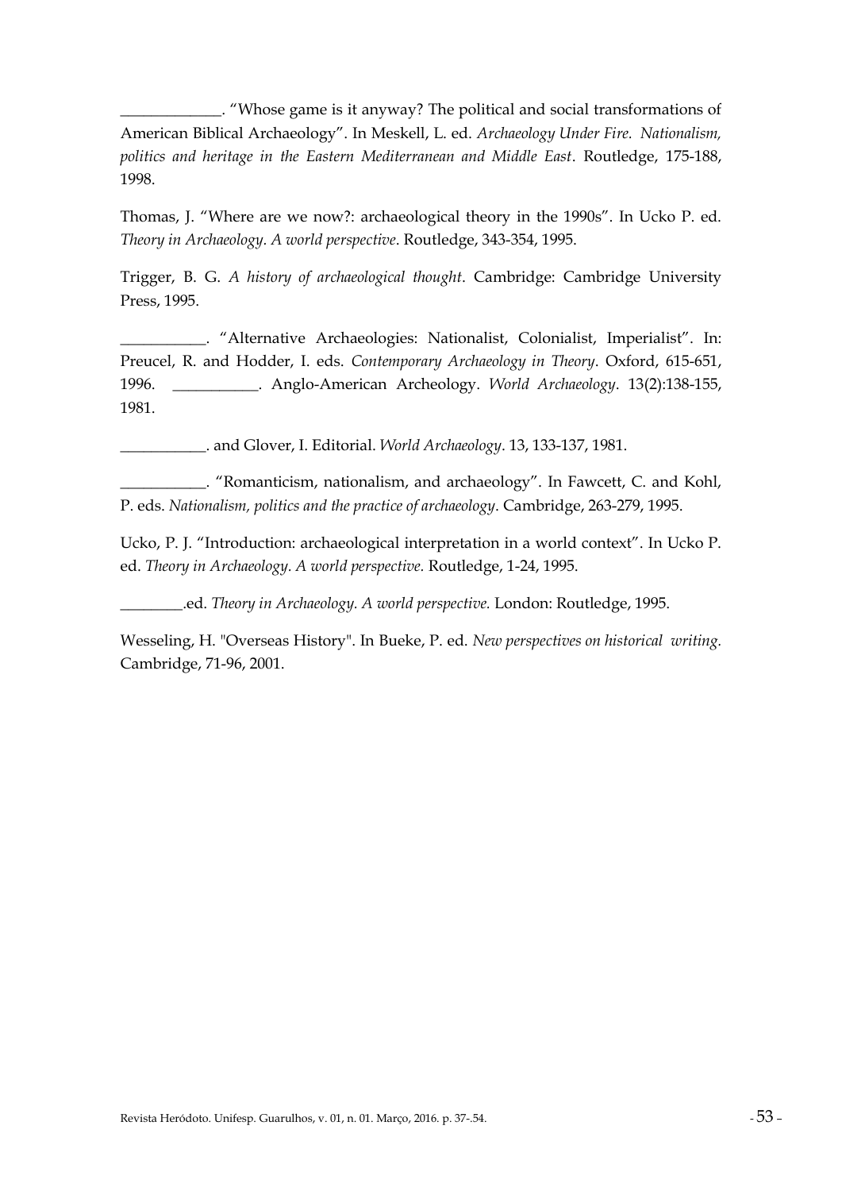_____________. "Whose game is it anyway? The political and social transformations of American Biblical Archaeology". In Meskell, L. ed. *Archaeology Under Fire. Nationalism, politics and heritage in the Eastern Mediterranean and Middle East*. Routledge, 175-188, 1998.

Thomas, J. "Where are we now?: archaeological theory in the 1990s". In Ucko P. ed. *Theory in Archaeology. A world perspective*. Routledge, 343-354, 1995.

Trigger, B. G. *A history of archaeological thought*. Cambridge: Cambridge University Press, 1995.

___________. "Alternative Archaeologies: Nationalist, Colonialist, Imperialist". In: Preucel, R. and Hodder, I. eds. *Contemporary Archaeology in Theory*. Oxford, 615-651, 1996. ___________. Anglo-American Archeology. *World Archaeology*. 13(2):138-155, 1981.

___________. and Glover, I. Editorial. *World Archaeology*. 13, 133-137, 1981.

___________. "Romanticism, nationalism, and archaeology". In Fawcett, C. and Kohl, P. eds. *Nationalism, politics and the practice of archaeology*. Cambridge, 263-279, 1995.

Ucko, P. J. "Introduction: archaeological interpretation in a world context". In Ucko P. ed. *Theory in Archaeology. A world perspective*. Routledge, 1-24, 1995.

________.ed. *Theory in Archaeology. A world perspective.* London: Routledge, 1995.

Wesseling, H. "Overseas History". In Bueke, P. ed. *New perspectives on historical writing*. Cambridge, 71-96, 2001.